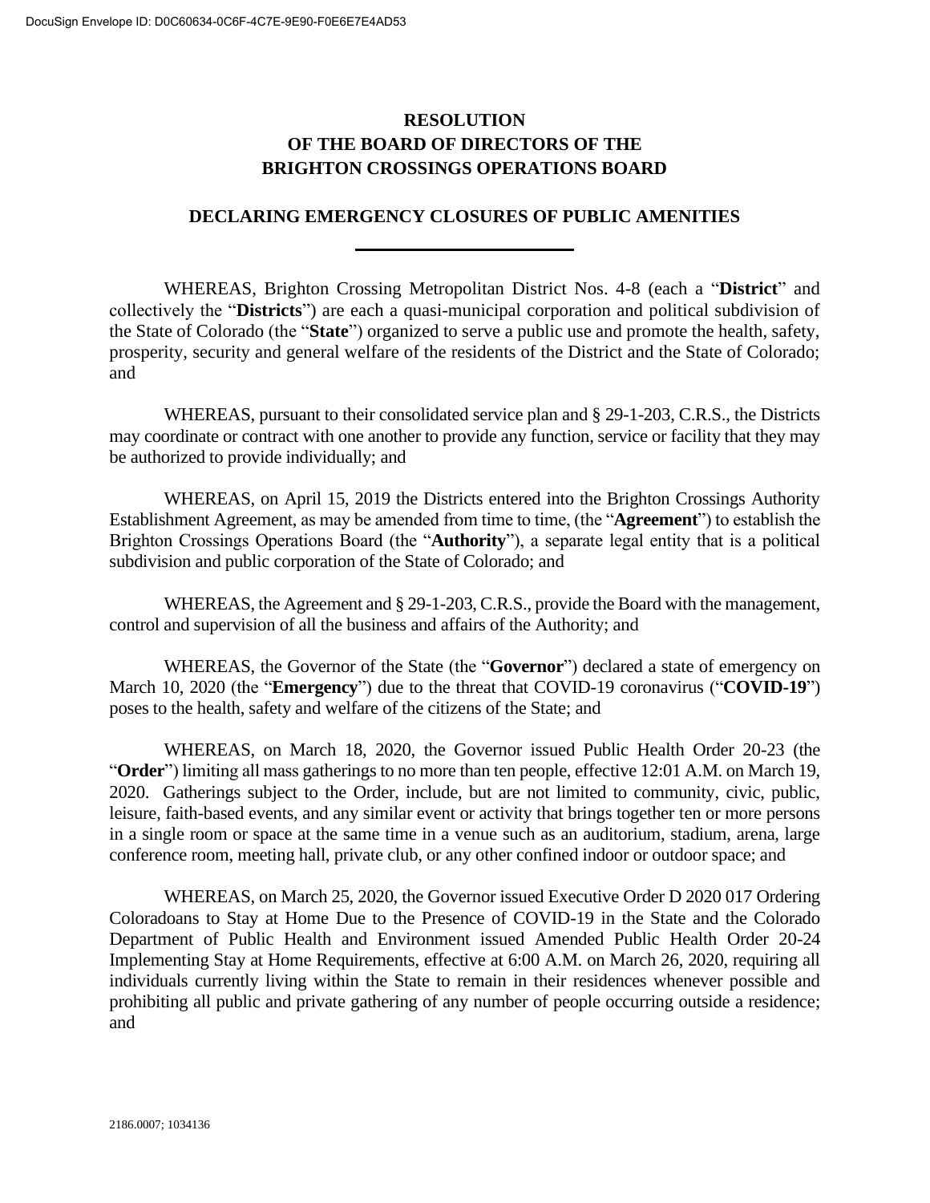# RESOLUTION OF THE BOARD OF DIRECTORS OF THE BRIGHTON CROSSINGS OPERATIONS BOARD

## DECLARING EMERGENCY CLOSURES OF PUBLIC AMENITIES

WHEREAS, Brighton Crossing Metropolitan District Nos. 4-8 (each a "**District**" and collectively the "**Districts**") are each a quasi-municipal corporation and political subdivision of the State of Colorado (the "**State**") organized to serve a public use and promote the health, safety, prosperity, security and general welfare of the residents of the District and the State of Colorado; and

WHEREAS, pursuant to their consolidated service plan and § 29-1-203, C.R.S., the Districts may coordinate or contract with one another to provide any function, service or facility that they may be authorized to provide individually; and

WHEREAS, on April 15, 2019 the Districts entered into the Brighton Crossings Authority Establishment Agreement, as may be amended from time to time, (the "**Agreement**") to establish the Brighton Crossings Operations Board (the "**Authority**"), a separate legal entity that is a political subdivision and public corporation of the State of Colorado; and

WHEREAS, the Agreement and § 29-1-203, C.R.S., provide the Board with the management, control and supervision of all the business and affairs of the Authority; and

WHEREAS, the Governor of the State (the "**Governor**") declared a state of emergency on March 10, 2020 (the "**Emergency**") due to the threat that COVID-19 coronavirus ("**COVID-19**") poses to the health, safety and welfare of the citizens of the State; and

WHEREAS, on March 18, 2020, the Governor issued Public Health Order 20-23 (the "**Order**") limiting all mass gatherings to no more than ten people, effective 12:01 A.M. on March 19, 2020. Gatherings subject to the Order, include, but are not limited to community, civic, public, leisure, faith-based events, and any similar event or activity that brings together ten or more persons in a single room or space at the same time in a venue such as an auditorium, stadium, arena, large conference room, meeting hall, private club, or any other confined indoor or outdoor space; and

WHEREAS, on March 25, 2020, the Governor issued Executive Order D 2020 017 Ordering Coloradoans to Stay at Home Due to the Presence of COVID-19 in the State and the Colorado Department of Public Health and Environment issued Amended Public Health Order 20-24 Implementing Stay at Home Requirements, effective at 6:00 A.M. on March 26, 2020, requiring all individuals currently living within the State to remain in their residences whenever possible and prohibiting all public and private gathering of any number of people occurring outside a residence; and

2186.0007; 1034136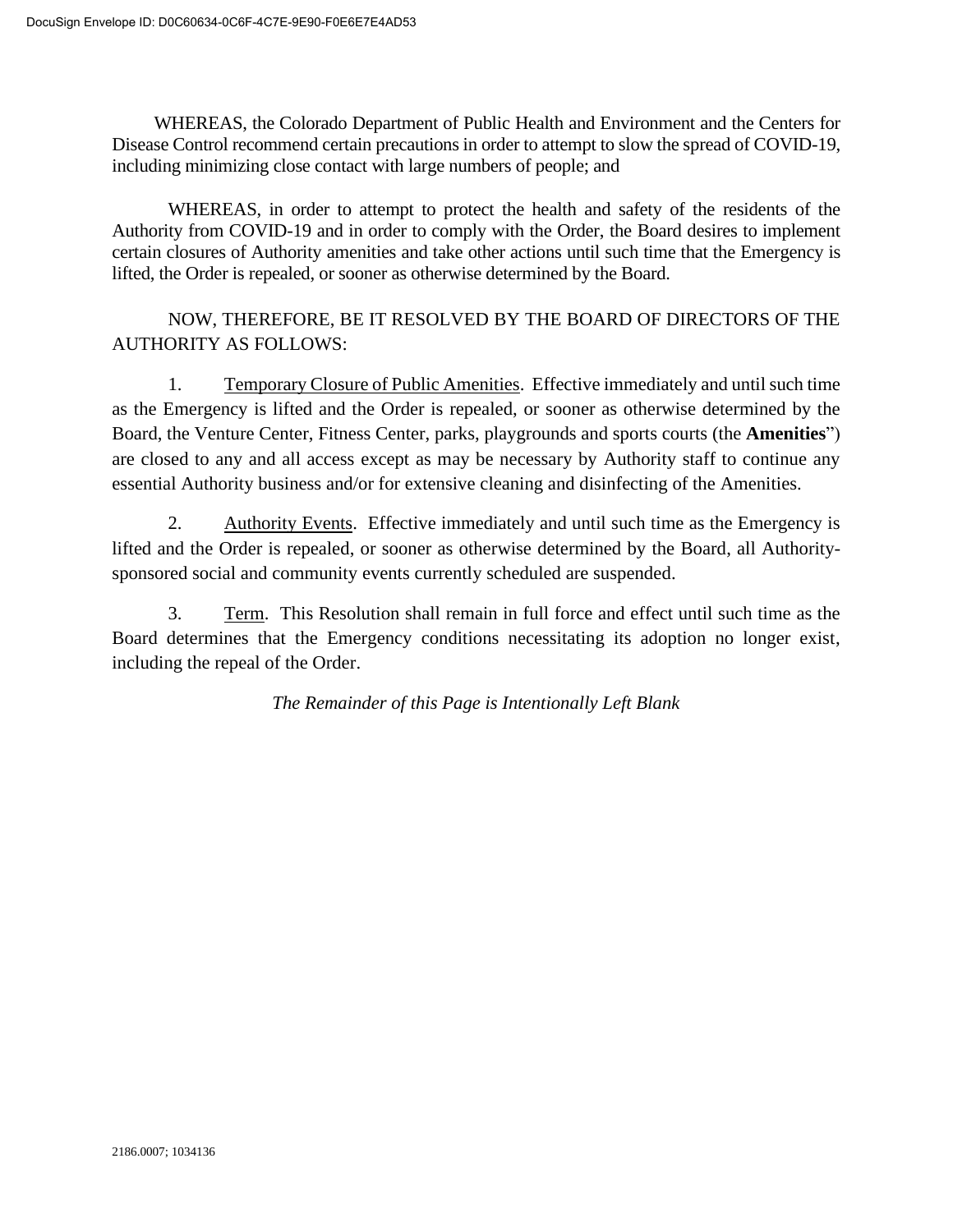WHEREAS, the Colorado Department of Public Health and Environment and the Centers for Disease Control recommend certain precautions in order to attempt to slow the spread of COVID-19, including minimizing close contact with large numbers of people; and

WHEREAS, in order to attempt to protect the health and safety of the residents of the Authority from COVID-19 and in order to comply with the Order, the Board desires to implement certain closures of Authority amenities and take other actions until such time that the Emergency is lifted, the Order is repealed, or sooner as otherwise determined by the Board.

NOW, THEREFORE, BE IT RESOLVED BY THE BOARD OF DIRECTORS OF THE AUTHORITY AS FOLLOWS:

1. Temporary Closure of Public Amenities. Effective immediately and until such time as the Emergency is lifted and the Order is repealed, or sooner as otherwise determined by the Board, the Venture Center, Fitness Center, parks, playgrounds and sports courts (the **Amenities**") are closed to any and all access except as may be necessary by Authority staff to continue any essential Authority business and/or for extensive cleaning and disinfecting of the Amenities.

2. Authority Events. Effective immediately and until such time as the Emergency is lifted and the Order is repealed, or sooner as otherwise determined by the Board, all Authority-sponsored social and community events currently scheduled are suspended.

3. Term. This Resolution shall remain in full force and effect until such time as the Board determines that the Emergency conditions necessitating its adoption no longer exist, including the repeal of the Order.

*The Remainder of this Page is Intentionally Left Blank*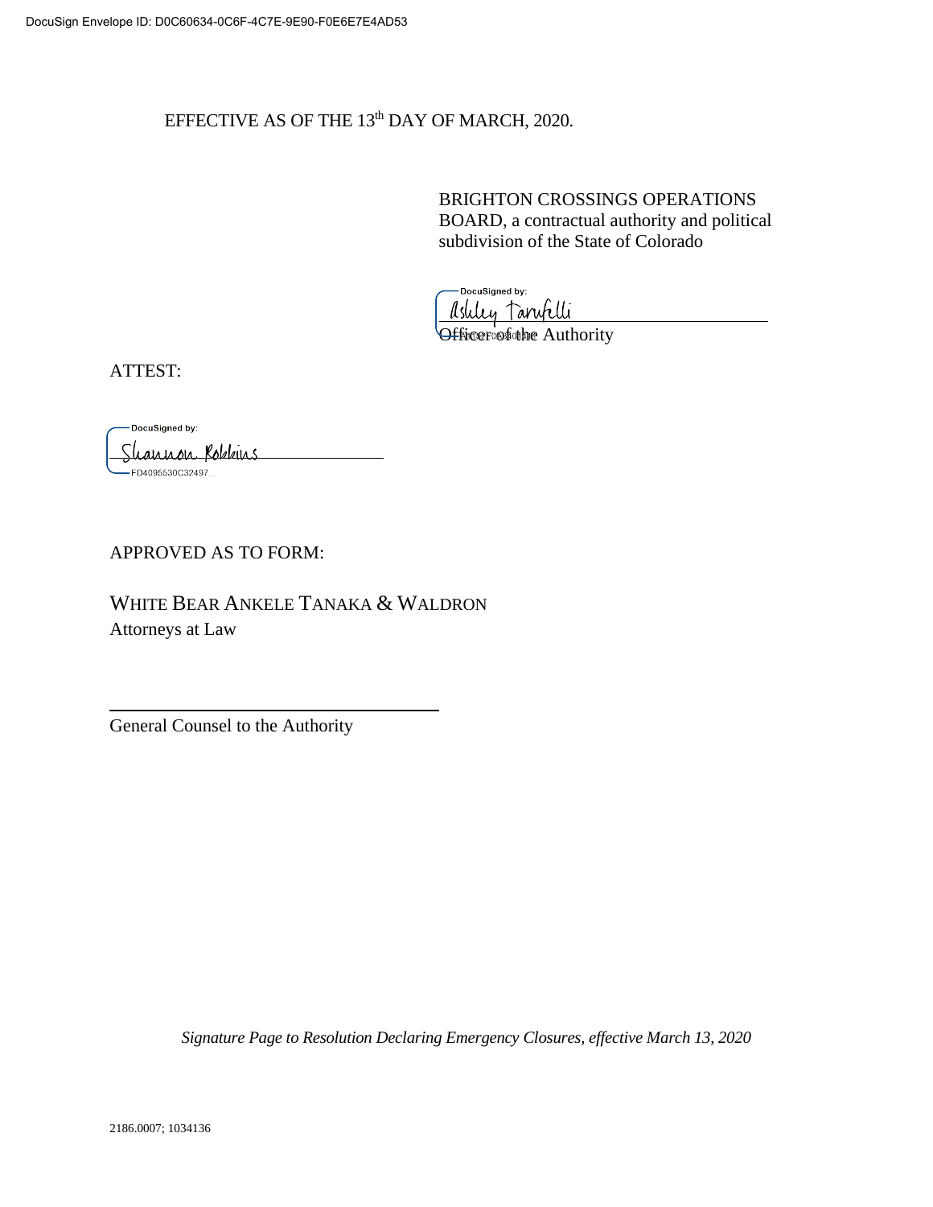EFFECTIVE AS OF THE 13th DAY OF MARCH, 2020.

BRIGHTON CROSSINGS OPERATIONS BOARD, a contractual authority and political subdivision of the State of Colorado

DocuSigned by:
Ashley Tarufelli
Officer of the Authority

ATTEST:

DocuSigned by:
Shannon Robbins
FD4095530C32497...

APPROVED AS TO FORM:

WHITE BEAR ANKELE TANAKA & WALDRON
Attorneys at Law

General Counsel to the Authority

*Signature Page to Resolution Declaring Emergency Closures, effective March 13, 2020*

2186.0007; 1034136